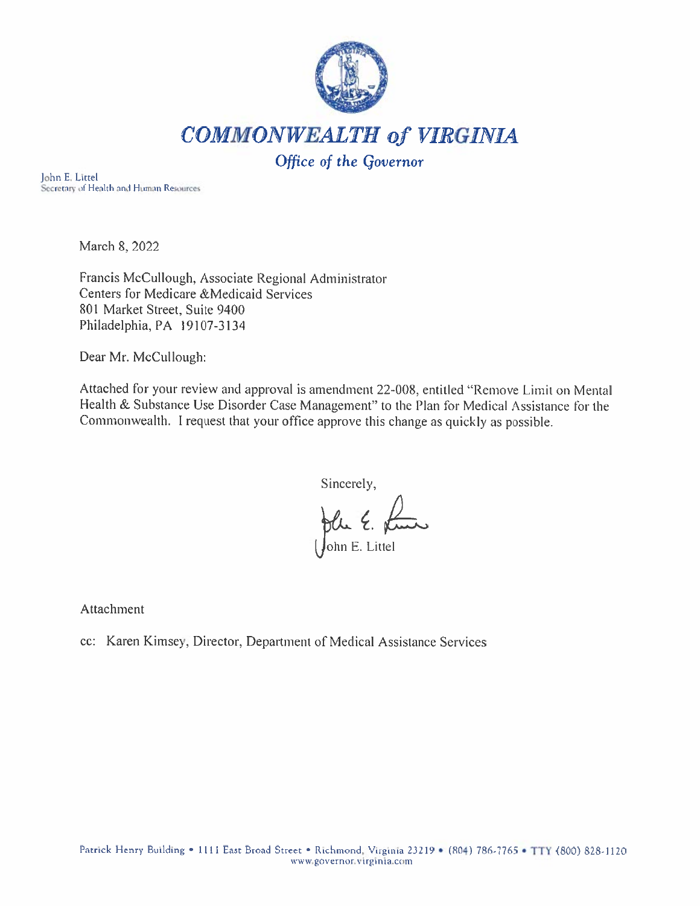# *COMMONWEALTH of VIRGINIA*

## *Office of the Governor*

John E. Littel
Secretary of Health and Human Resources

March 8, 2022

Francis McCullough, Associate Regional Administrator
Centers for Medicare &Medicaid Services
801 Market Street, Suite 9400
Philadelphia, PA 19107-3134

Dear Mr. McCullough:

Attached for your review and approval is amendment 22-008, entitled "Remove Limit on Mental Health & Substance Use Disorder Case Management" to the Plan for Medical Assistance for the Commonwealth. I request that your office approve this change as quickly as possible.

Sincerely,

John E. Littel

Attachment

cc: Karen Kimsey, Director, Department of Medical Assistance Services

Patrick Henry Building • 1111 East Broad Street • Richmond, Virginia 23219 • (804) 786-7765 • TTY (800) 828-1120
www.governor.virginia.com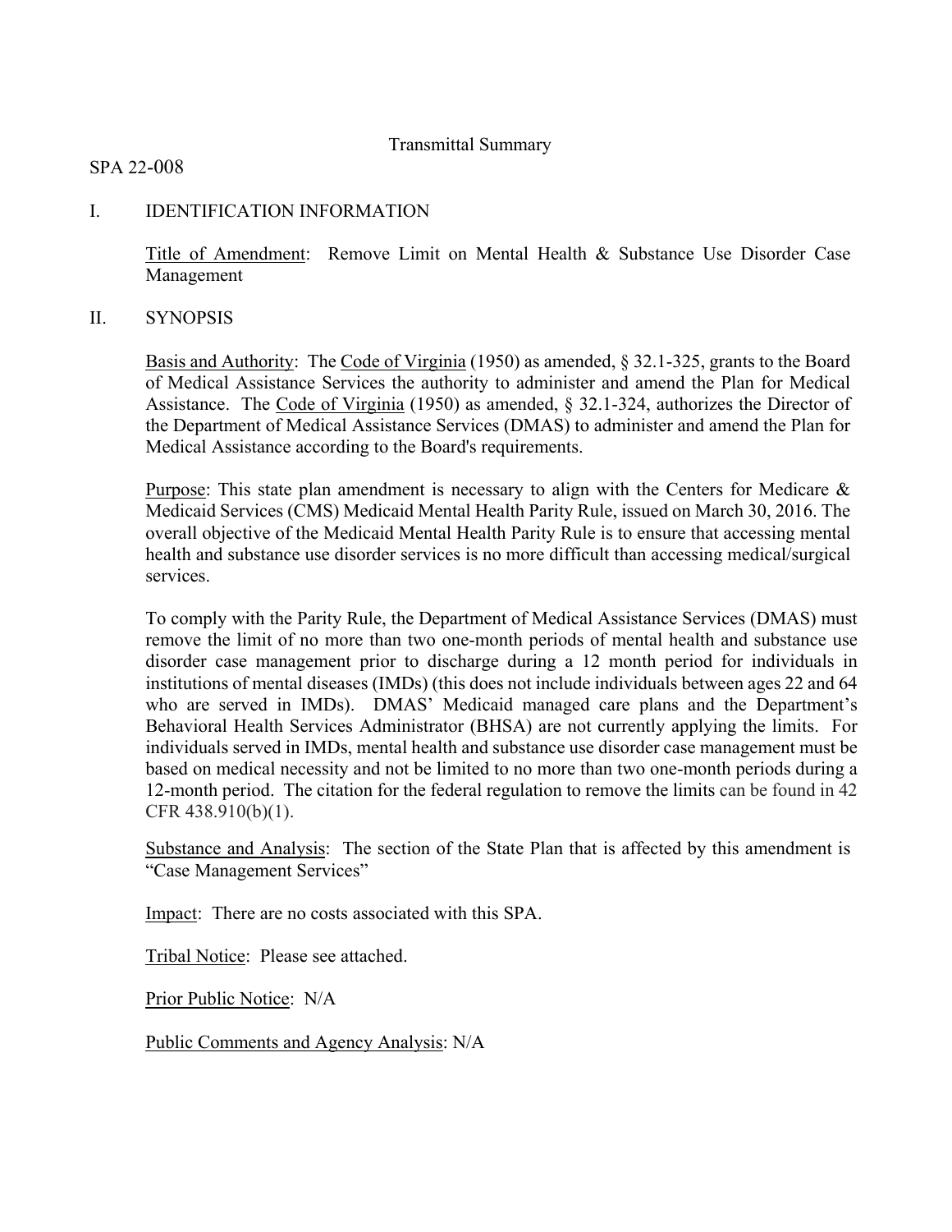# Transmittal Summary

SPA 22-008

## I. IDENTIFICATION INFORMATION

Title of Amendment: Remove Limit on Mental Health & Substance Use Disorder Case Management

## II. SYNOPSIS

Basis and Authority: The Code of Virginia (1950) as amended, § 32.1-325, grants to the Board of Medical Assistance Services the authority to administer and amend the Plan for Medical Assistance. The Code of Virginia (1950) as amended, § 32.1-324, authorizes the Director of the Department of Medical Assistance Services (DMAS) to administer and amend the Plan for Medical Assistance according to the Board's requirements.

Purpose: This state plan amendment is necessary to align with the Centers for Medicare & Medicaid Services (CMS) Medicaid Mental Health Parity Rule, issued on March 30, 2016. The overall objective of the Medicaid Mental Health Parity Rule is to ensure that accessing mental health and substance use disorder services is no more difficult than accessing medical/surgical services.

To comply with the Parity Rule, the Department of Medical Assistance Services (DMAS) must remove the limit of no more than two one-month periods of mental health and substance use disorder case management prior to discharge during a 12 month period for individuals in institutions of mental diseases (IMDs) (this does not include individuals between ages 22 and 64 who are served in IMDs). DMAS' Medicaid managed care plans and the Department's Behavioral Health Services Administrator (BHSA) are not currently applying the limits. For individuals served in IMDs, mental health and substance use disorder case management must be based on medical necessity and not be limited to no more than two one-month periods during a 12-month period. The citation for the federal regulation to remove the limits can be found in 42 CFR 438.910(b)(1).

Substance and Analysis: The section of the State Plan that is affected by this amendment is "Case Management Services"

Impact: There are no costs associated with this SPA.

Tribal Notice: Please see attached.

Prior Public Notice: N/A

Public Comments and Agency Analysis: N/A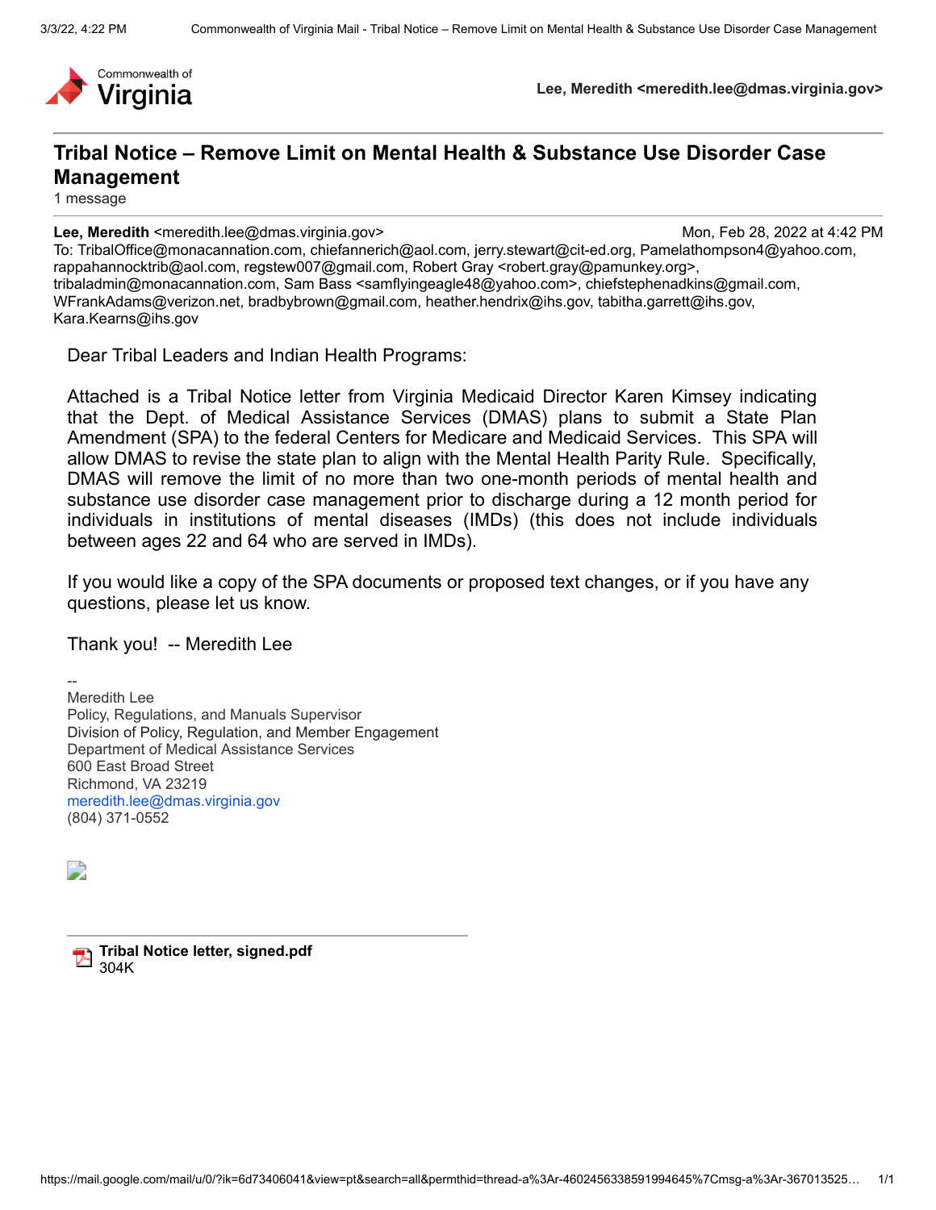Commonwealth of Virginia

**Lee, Meredith <meredith.lee@dmas.virginia.gov>**

# Tribal Notice – Remove Limit on Mental Health & Substance Use Disorder Case Management

1 message

**Lee, Meredith** <meredith.lee@dmas.virginia.gov> Mon, Feb 28, 2022 at 4:42 PM
To: TribalOffice@monacannation.com, chiefannerich@aol.com, jerry.stewart@cit-ed.org, Pamelathompson4@yahoo.com, rappahannocktrib@aol.com, regstew007@gmail.com, Robert Gray <robert.gray@pamunkey.org>, tribaladmin@monacannation.com, Sam Bass <samflyingeagle48@yahoo.com>, chiefstephenadkins@gmail.com, WFrankAdams@verizon.net, bradbybrown@gmail.com, heather.hendrix@ihs.gov, tabitha.garrett@ihs.gov, Kara.Kearns@ihs.gov

Dear Tribal Leaders and Indian Health Programs:

Attached is a Tribal Notice letter from Virginia Medicaid Director Karen Kimsey indicating that the Dept. of Medical Assistance Services (DMAS) plans to submit a State Plan Amendment (SPA) to the federal Centers for Medicare and Medicaid Services. This SPA will allow DMAS to revise the state plan to align with the Mental Health Parity Rule. Specifically, DMAS will remove the limit of no more than two one-month periods of mental health and substance use disorder case management prior to discharge during a 12 month period for individuals in institutions of mental diseases (IMDs) (this does not include individuals between ages 22 and 64 who are served in IMDs).

If you would like a copy of the SPA documents or proposed text changes, or if you have any questions, please let us know.

Thank you! -- Meredith Lee

--
Meredith Lee
Policy, Regulations, and Manuals Supervisor
Division of Policy, Regulation, and Member Engagement
Department of Medical Assistance Services
600 East Broad Street
Richmond, VA 23219
meredith.lee@dmas.virginia.gov
(804) 371-0552

**Tribal Notice letter, signed.pdf**
304K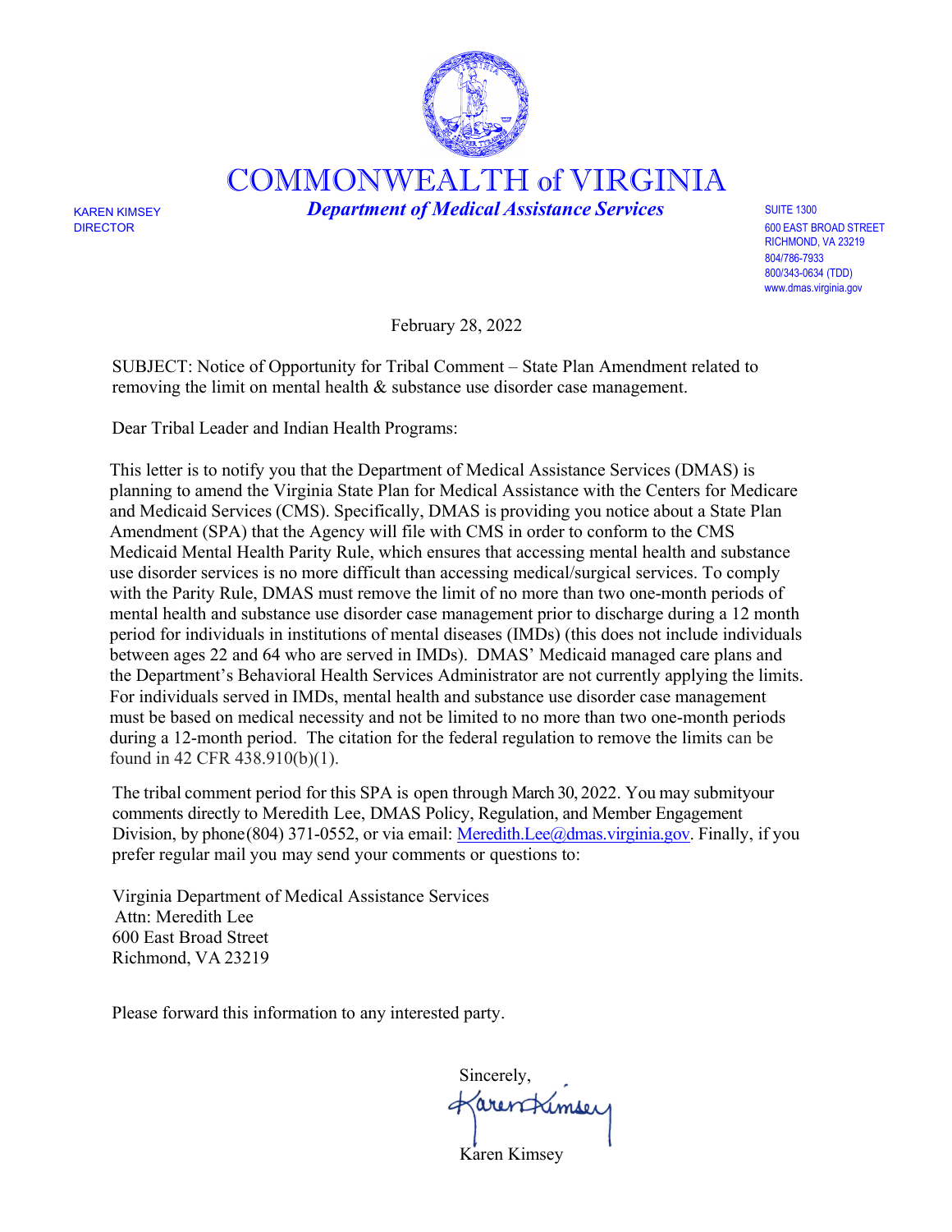# COMMONWEALTH of VIRGINIA

***Department of Medical Assistance Services***

KAREN KIMSEY
DIRECTOR

SUITE 1300
600 EAST BROAD STREET
RICHMOND, VA 23219
804/786-7933
800/343-0634 (TDD)
www.dmas.virginia.gov

February 28, 2022

SUBJECT: Notice of Opportunity for Tribal Comment – State Plan Amendment related to removing the limit on mental health & substance use disorder case management.

Dear Tribal Leader and Indian Health Programs:

This letter is to notify you that the Department of Medical Assistance Services (DMAS) is planning to amend the Virginia State Plan for Medical Assistance with the Centers for Medicare and Medicaid Services (CMS). Specifically, DMAS is providing you notice about a State Plan Amendment (SPA) that the Agency will file with CMS in order to conform to the CMS Medicaid Mental Health Parity Rule, which ensures that accessing mental health and substance use disorder services is no more difficult than accessing medical/surgical services. To comply with the Parity Rule, DMAS must remove the limit of no more than two one-month periods of mental health and substance use disorder case management prior to discharge during a 12 month period for individuals in institutions of mental diseases (IMDs) (this does not include individuals between ages 22 and 64 who are served in IMDs). DMAS' Medicaid managed care plans and the Department's Behavioral Health Services Administrator are not currently applying the limits. For individuals served in IMDs, mental health and substance use disorder case management must be based on medical necessity and not be limited to no more than two one-month periods during a 12-month period. The citation for the federal regulation to remove the limits can be found in 42 CFR 438.910(b)(1).

The tribal comment period for this SPA is open through March 30, 2022. You may submityour comments directly to Meredith Lee, DMAS Policy, Regulation, and Member Engagement Division, by phone(804) 371-0552, or via email: Meredith.Lee@dmas.virginia.gov. Finally, if you prefer regular mail you may send your comments or questions to:

Virginia Department of Medical Assistance Services
Attn: Meredith Lee
600 East Broad Street
Richmond, VA 23219

Please forward this information to any interested party.

Sincerely,

Karen Kimsey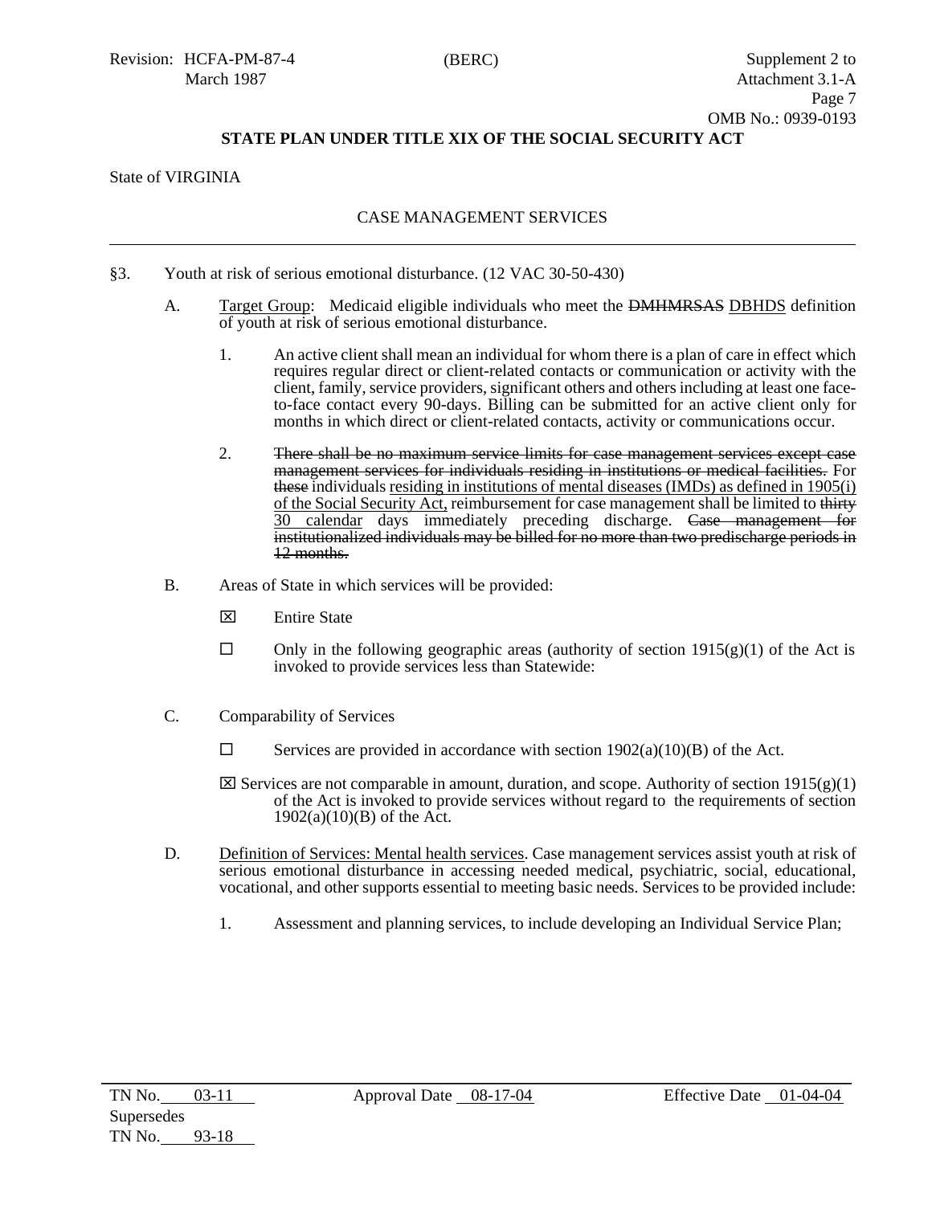Revision: HCFA-PM-87-4 (BERC) Supplement 2 to Attachment 3.1-A
March 1987 Page 7
OMB No.: 0939-0193

**STATE PLAN UNDER TITLE XIX OF THE SOCIAL SECURITY ACT**

State of VIRGINIA

CASE MANAGEMENT SERVICES

---

§3. Youth at risk of serious emotional disturbance. (12 VAC 30-50-430)

A. Target Group: Medicaid eligible individuals who meet the ~~DMHMRSAS~~ DBHDS definition of youth at risk of serious emotional disturbance.

1. An active client shall mean an individual for whom there is a plan of care in effect which requires regular direct or client-related contacts or communication or activity with the client, family, service providers, significant others and others including at least one face-to-face contact every 90-days. Billing can be submitted for an active client only for months in which direct or client-related contacts, activity or communications occur.

2. ~~There shall be no maximum service limits for case management services except case management services for individuals residing in institutions or medical facilities.~~ For ~~these~~ individuals residing in institutions of mental diseases (IMDs) as defined in 1905(i) of the Social Security Act, reimbursement for case management shall be limited to ~~thirty~~ 30 calendar days immediately preceding discharge. ~~Case management for institutionalized individuals may be billed for no more than two predischarge periods in 12 months.~~

B. Areas of State in which services will be provided:

☒ Entire State

☐ Only in the following geographic areas (authority of section 1915(g)(1) of the Act is invoked to provide services less than Statewide:

C. Comparability of Services

☐ Services are provided in accordance with section 1902(a)(10)(B) of the Act.

☒ Services are not comparable in amount, duration, and scope. Authority of section 1915(g)(1) of the Act is invoked to provide services without regard to the requirements of section 1902(a)(10)(B) of the Act.

D. Definition of Services: Mental health services. Case management services assist youth at risk of serious emotional disturbance in accessing needed medical, psychiatric, social, educational, vocational, and other supports essential to meeting basic needs. Services to be provided include:

1. Assessment and planning services, to include developing an Individual Service Plan;

TN No. 03-11 Approval Date 08-17-04 Effective Date 01-04-04
Supersedes
TN No. 93-18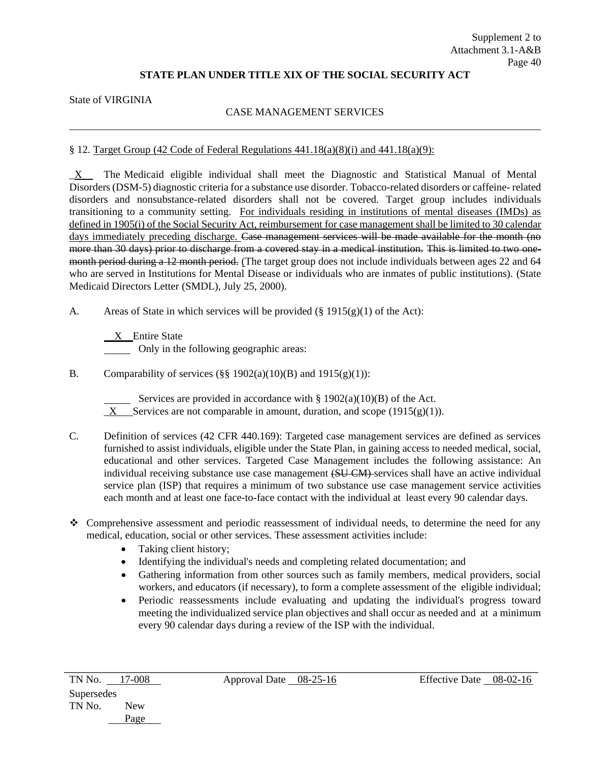Supplement 2 to
Attachment 3.1-A&B

**STATE PLAN UNDER TITLE XIX OF THE SOCIAL SECURITY ACT**

State of VIRGINIA

CASE MANAGEMENT SERVICES

---

§ 12. Target Group (42 Code of Federal Regulations 441.18(a)(8)(i) and 441.18(a)(9):

_X_ The Medicaid eligible individual shall meet the Diagnostic and Statistical Manual of Mental Disorders (DSM-5) diagnostic criteria for a substance use disorder. Tobacco-related disorders or caffeine- related disorders and nonsubstance-related disorders shall not be covered. Target group includes individuals transitioning to a community setting. For individuals residing in institutions of mental diseases (IMDs) as defined in 1905(i) of the Social Security Act, reimbursement for case management shall be limited to 30 calendar days immediately preceding discharge. ~~Case management services will be made available for the month (no more than 30 days) prior to discharge from a covered stay in a medical institution.~~ ~~This is limited to two one-month period during a 12 month period.~~ (The target group does not include individuals between ages 22 and 64 who are served in Institutions for Mental Disease or individuals who are inmates of public institutions). (State Medicaid Directors Letter (SMDL), July 25, 2000).

A. Areas of State in which services will be provided (§ 1915(g)(1) of the Act):

_X_ Entire State
_____ Only in the following geographic areas:

B. Comparability of services (§§ 1902(a)(10)(B) and 1915(g)(1)):

_____ Services are provided in accordance with § 1902(a)(10)(B) of the Act.
_X_ Services are not comparable in amount, duration, and scope (1915(g)(1)).

C. Definition of services (42 CFR 440.169): Targeted case management services are defined as services furnished to assist individuals, eligible under the State Plan, in gaining access to needed medical, social, educational and other services. Targeted Case Management includes the following assistance: An individual receiving substance use case management ~~(SU CM)~~ services shall have an active individual service plan (ISP) that requires a minimum of two substance use case management service activities each month and at least one face-to-face contact with the individual at least every 90 calendar days.

- ❖ Comprehensive assessment and periodic reassessment of individual needs, to determine the need for any medical, education, social or other services. These assessment activities include:
  - Taking client history;
  - Identifying the individual's needs and completing related documentation; and
  - Gathering information from other sources such as family members, medical providers, social workers, and educators (if necessary), to form a complete assessment of the eligible individual;
  - Periodic reassessments include evaluating and updating the individual's progress toward meeting the individualized service plan objectives and shall occur as needed and at a minimum every 90 calendar days during a review of the ISP with the individual.

---

TN No. 17-008 Approval Date 08-25-16 Effective Date 08-02-16
Supersedes
TN No. New Page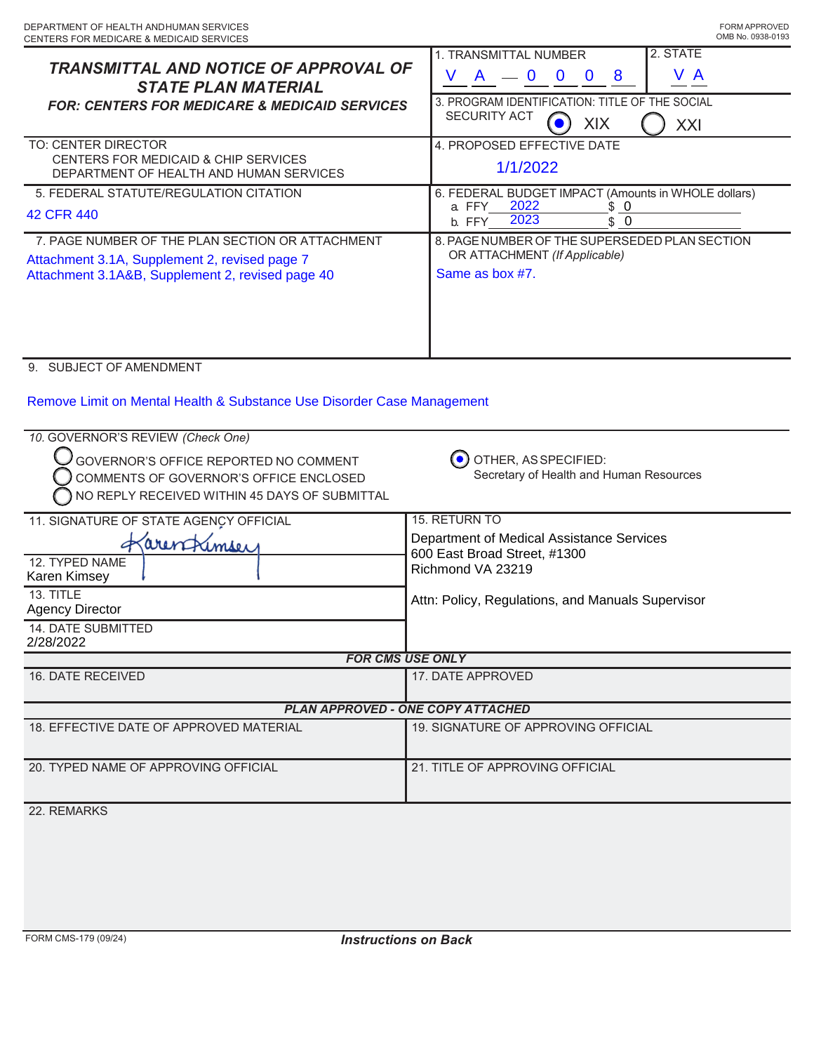DEPARTMENT OF HEALTH AND HUMAN SERVICES
CENTERS FOR MEDICARE & MEDICAID SERVICES

FORM APPROVED
OMB No. 0938-0193

# TRANSMITTAL AND NOTICE OF APPROVAL OF STATE PLAN MATERIAL

## FOR: CENTERS FOR MEDICARE & MEDICAID SERVICES

| | |
|---|---|
| 1. TRANSMITTAL NUMBER: V A — 0 0 0 8 | 2. STATE: V A |
| 3. PROGRAM IDENTIFICATION: TITLE OF THE SOCIAL SECURITY ACT | ◉ XIX ○ XXI |

TO: CENTER DIRECTOR
CENTERS FOR MEDICAID & CHIP SERVICES
DEPARTMENT OF HEALTH AND HUMAN SERVICES

4. PROPOSED EFFECTIVE DATE
1/1/2022

| 5. FEDERAL STATUTE/REGULATION CITATION | 6. FEDERAL BUDGET IMPACT (Amounts in WHOLE dollars) |
|---|---|
| 42 CFR 440 | a. FFY 2022 $ 0 |
| | b. FFY 2023 $ 0 |

| 7. PAGE NUMBER OF THE PLAN SECTION OR ATTACHMENT | 8. PAGE NUMBER OF THE SUPERSEDED PLAN SECTION OR ATTACHMENT *(If Applicable)* |
|---|---|
| Attachment 3.1A, Supplement 2, revised page 7<br>Attachment 3.1A&B, Supplement 2, revised page 40 | Same as box #7. |

9. SUBJECT OF AMENDMENT

Remove Limit on Mental Health & Substance Use Disorder Case Management

10. GOVERNOR'S REVIEW *(Check One)*

○ GOVERNOR'S OFFICE REPORTED NO COMMENT
○ COMMENTS OF GOVERNOR'S OFFICE ENCLOSED
○ NO REPLY RECEIVED WITHIN 45 DAYS OF SUBMITTAL
◉ OTHER, AS SPECIFIED:
Secretary of Health and Human Resources

| | |
|---|---|
| 11. SIGNATURE OF STATE AGENCY OFFICIAL<br>Karen Kimsey | 15. RETURN TO<br>Department of Medical Assistance Services<br>600 East Broad Street, #1300<br>Richmond VA 23219<br><br>Attn: Policy, Regulations, and Manuals Supervisor |
| 12. TYPED NAME<br>Karen Kimsey | |
| 13. TITLE<br>Agency Director | |
| 14. DATE SUBMITTED<br>2/28/2022 | |

***FOR CMS USE ONLY***

| 16. DATE RECEIVED | 17. DATE APPROVED |
|---|---|
| | |

***PLAN APPROVED - ONE COPY ATTACHED***

| 18. EFFECTIVE DATE OF APPROVED MATERIAL | 19. SIGNATURE OF APPROVING OFFICIAL |
|---|---|
| | |
| 20. TYPED NAME OF APPROVING OFFICIAL | 21. TITLE OF APPROVING OFFICIAL |
| | |

22. REMARKS

FORM CMS-179 (09/24)

***Instructions on Back***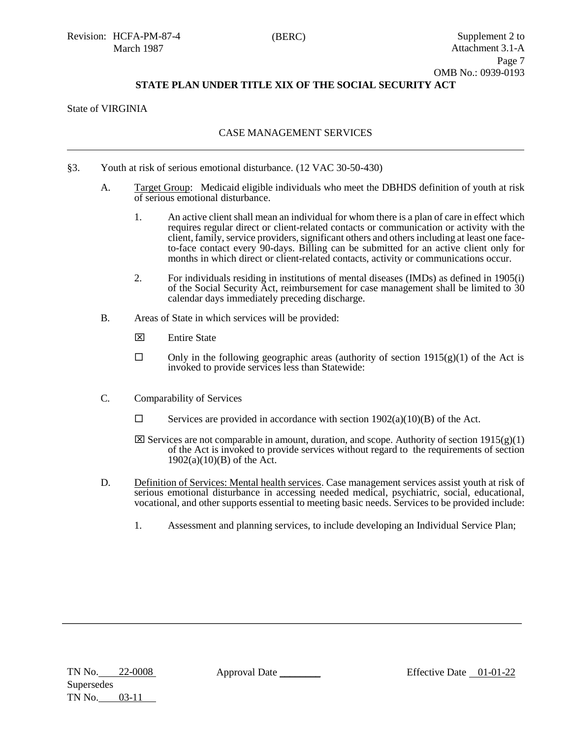STATE PLAN UNDER TITLE XIX OF THE SOCIAL SECURITY ACT

State of VIRGINIA

CASE MANAGEMENT SERVICES

---

§3. Youth at risk of serious emotional disturbance. (12 VAC 30-50-430)

A. Target Group: Medicaid eligible individuals who meet the DBHDS definition of youth at risk of serious emotional disturbance.

1. An active client shall mean an individual for whom there is a plan of care in effect which requires regular direct or client-related contacts or communication or activity with the client, family, service providers, significant others and others including at least one face-to-face contact every 90-days. Billing can be submitted for an active client only for months in which direct or client-related contacts, activity or communications occur.

2. For individuals residing in institutions of mental diseases (IMDs) as defined in 1905(i) of the Social Security Act, reimbursement for case management shall be limited to 30 calendar days immediately preceding discharge.

B. Areas of State in which services will be provided:

☒ Entire State

☐ Only in the following geographic areas (authority of section 1915(g)(1) of the Act is invoked to provide services less than Statewide:

C. Comparability of Services

☐ Services are provided in accordance with section 1902(a)(10)(B) of the Act.

☒ Services are not comparable in amount, duration, and scope. Authority of section 1915(g)(1) of the Act is invoked to provide services without regard to the requirements of section 1902(a)(10)(B) of the Act.

D. Definition of Services: Mental health services. Case management services assist youth at risk of serious emotional disturbance in accessing needed medical, psychiatric, social, educational, vocational, and other supports essential to meeting basic needs. Services to be provided include:

1. Assessment and planning services, to include developing an Individual Service Plan;

---

TN No. 22-0008 Approval Date ________ Effective Date 01-01-22
Supersedes
TN No. 03-11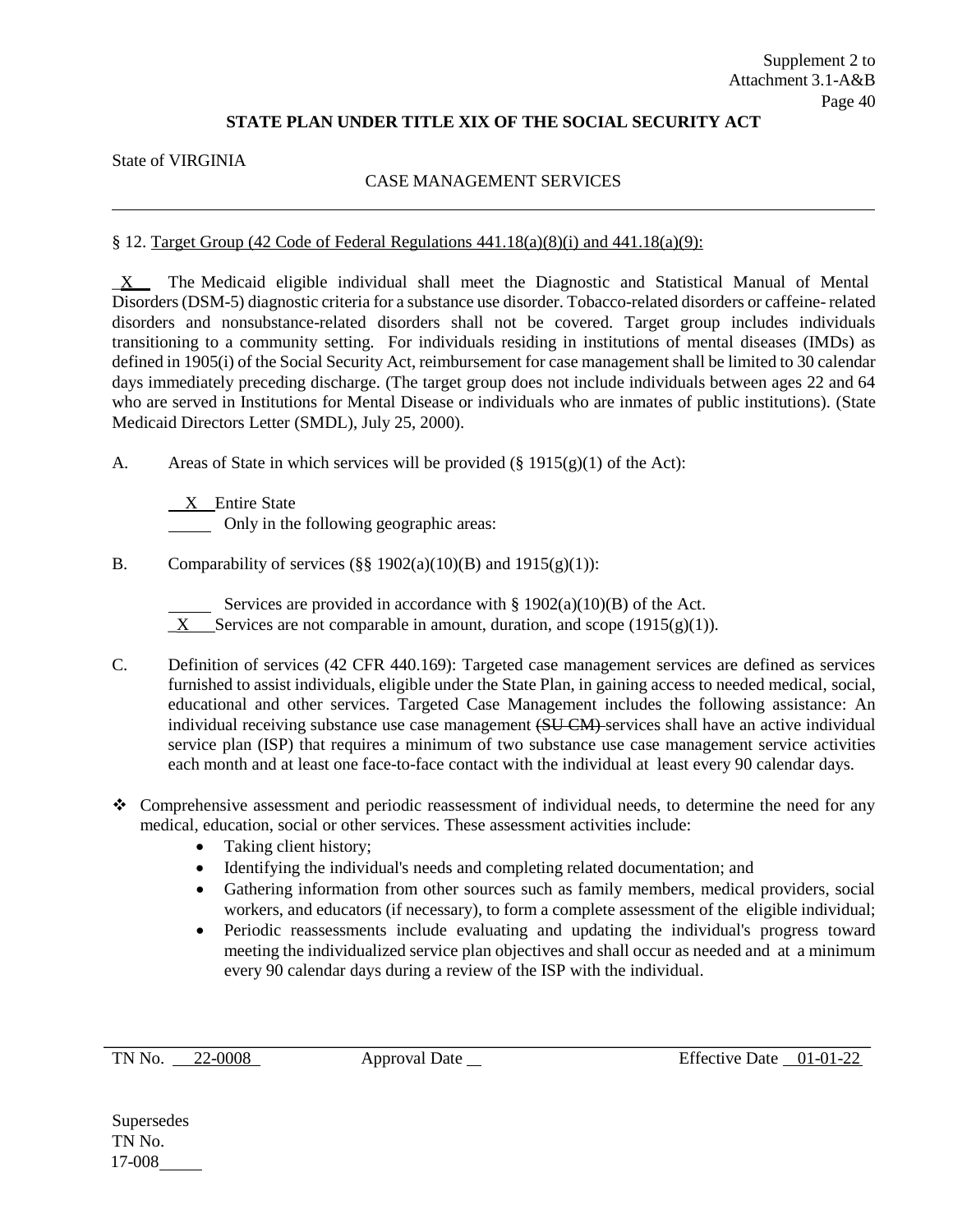Supplement 2 to Attachment 3.1-A&B

**STATE PLAN UNDER TITLE XIX OF THE SOCIAL SECURITY ACT**

State of VIRGINIA

CASE MANAGEMENT SERVICES

---

§ 12. Target Group (42 Code of Federal Regulations 441.18(a)(8)(i) and 441.18(a)(9):

_X_ The Medicaid eligible individual shall meet the Diagnostic and Statistical Manual of Mental Disorders (DSM-5) diagnostic criteria for a substance use disorder. Tobacco-related disorders or caffeine- related disorders and nonsubstance-related disorders shall not be covered. Target group includes individuals transitioning to a community setting. For individuals residing in institutions of mental diseases (IMDs) as defined in 1905(i) of the Social Security Act, reimbursement for case management shall be limited to 30 calendar days immediately preceding discharge. (The target group does not include individuals between ages 22 and 64 who are served in Institutions for Mental Disease or individuals who are inmates of public institutions). (State Medicaid Directors Letter (SMDL), July 25, 2000).

A. Areas of State in which services will be provided (§ 1915(g)(1) of the Act):

_X_ Entire State
____ Only in the following geographic areas:

B. Comparability of services (§§ 1902(a)(10)(B) and 1915(g)(1)):

____ Services are provided in accordance with § 1902(a)(10)(B) of the Act.
_X_ Services are not comparable in amount, duration, and scope (1915(g)(1)).

C. Definition of services (42 CFR 440.169): Targeted case management services are defined as services furnished to assist individuals, eligible under the State Plan, in gaining access to needed medical, social, educational and other services. Targeted Case Management includes the following assistance: An individual receiving substance use case management ~~(SU CM)~~ services shall have an active individual service plan (ISP) that requires a minimum of two substance use case management service activities each month and at least one face-to-face contact with the individual at least every 90 calendar days.

- Comprehensive assessment and periodic reassessment of individual needs, to determine the need for any medical, education, social or other services. These assessment activities include:
  - Taking client history;
  - Identifying the individual's needs and completing related documentation; and
  - Gathering information from other sources such as family members, medical providers, social workers, and educators (if necessary), to form a complete assessment of the eligible individual;
  - Periodic reassessments include evaluating and updating the individual's progress toward meeting the individualized service plan objectives and shall occur as needed and at a minimum every 90 calendar days during a review of the ISP with the individual.

TN No. 22-0008 Approval Date ____ Effective Date 01-01-22

Supersedes
TN No.
17-008